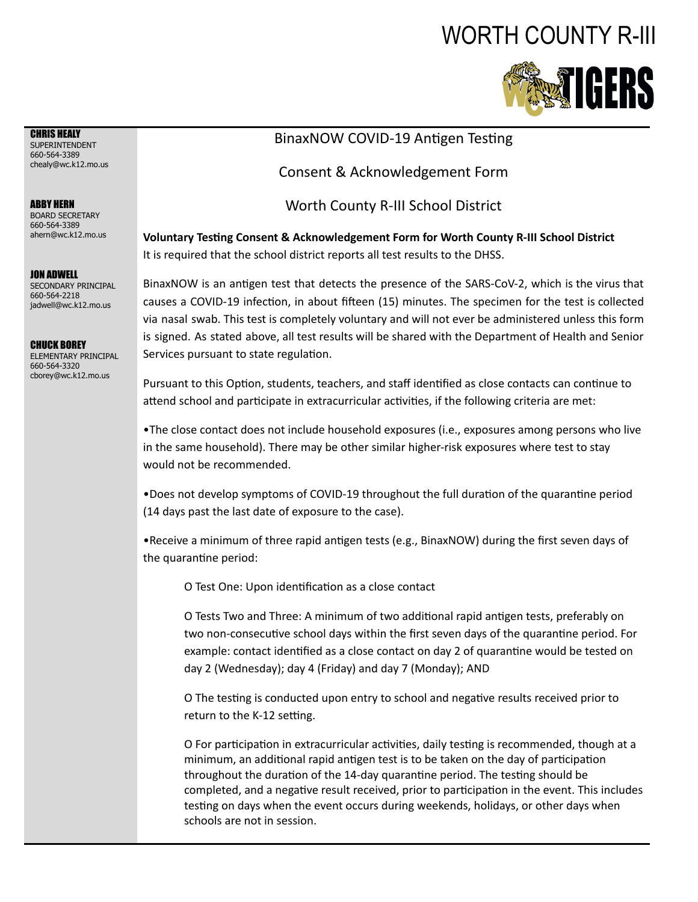# WORTH COUNTY R-III

TIGERS

**CHRIS HEALY**
SUPERINTENDENT
660-564-3389
chealy@wc.k12.mo.us

**ABBY HERN**
BOARD SECRETARY
660-564-3389
ahern@wc.k12.mo.us

**JON ADWELL**
SECONDARY PRINCIPAL
660-564-2218
jadwell@wc.k12.mo.us

**CHUCK BOREY**
ELEMENTARY PRINCIPAL
660-564-3320
cborey@wc.k12.mo.us

## BinaxNOW COVID-19 Antigen Testing

## Consent & Acknowledgement Form

## Worth County R-III School District

**Voluntary Testing Consent & Acknowledgement Form for Worth County R-III School District**
It is required that the school district reports all test results to the DHSS.

BinaxNOW is an antigen test that detects the presence of the SARS-CoV-2, which is the virus that causes a COVID-19 infection, in about fifteen (15) minutes. The specimen for the test is collected via nasal swab. This test is completely voluntary and will not ever be administered unless this form is signed. As stated above, all test results will be shared with the Department of Health and Senior Services pursuant to state regulation.

Pursuant to this Option, students, teachers, and staff identified as close contacts can continue to attend school and participate in extracurricular activities, if the following criteria are met:

•The close contact does not include household exposures (i.e., exposures among persons who live in the same household). There may be other similar higher-risk exposures where test to stay would not be recommended.

•Does not develop symptoms of COVID-19 throughout the full duration of the quarantine period (14 days past the last date of exposure to the case).

•Receive a minimum of three rapid antigen tests (e.g., BinaxNOW) during the first seven days of the quarantine period:

- O Test One: Upon identification as a close contact
- O Tests Two and Three: A minimum of two additional rapid antigen tests, preferably on two non-consecutive school days within the first seven days of the quarantine period. For example: contact identified as a close contact on day 2 of quarantine would be tested on day 2 (Wednesday); day 4 (Friday) and day 7 (Monday); AND
- O The testing is conducted upon entry to school and negative results received prior to return to the K-12 setting.
- O For participation in extracurricular activities, daily testing is recommended, though at a minimum, an additional rapid antigen test is to be taken on the day of participation throughout the duration of the 14-day quarantine period. The testing should be completed, and a negative result received, prior to participation in the event. This includes testing on days when the event occurs during weekends, holidays, or other days when schools are not in session.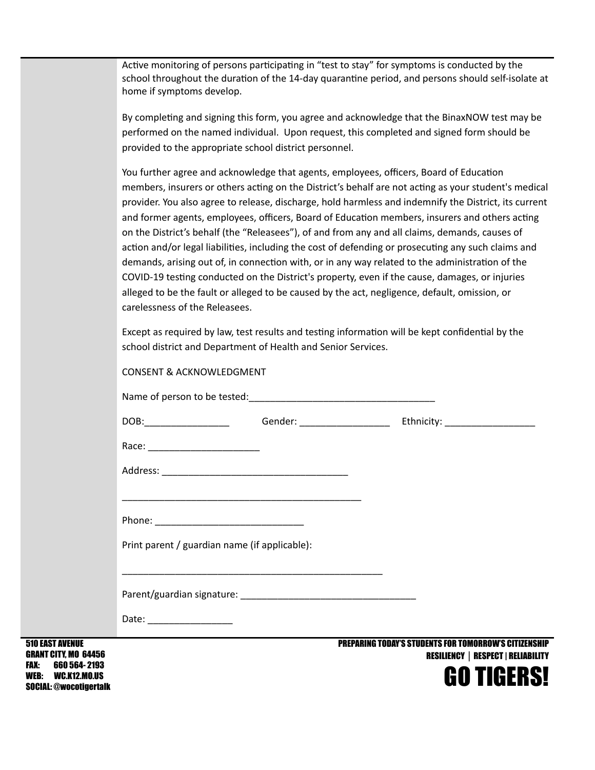Active monitoring of persons participating in "test to stay" for symptoms is conducted by the school throughout the duration of the 14-day quarantine period, and persons should self-isolate at home if symptoms develop.

By completing and signing this form, you agree and acknowledge that the BinaxNOW test may be performed on the named individual. Upon request, this completed and signed form should be provided to the appropriate school district personnel.

You further agree and acknowledge that agents, employees, officers, Board of Education members, insurers or others acting on the District's behalf are not acting as your student's medical provider. You also agree to release, discharge, hold harmless and indemnify the District, its current and former agents, employees, officers, Board of Education members, insurers and others acting on the District's behalf (the "Releasees"), of and from any and all claims, demands, causes of action and/or legal liabilities, including the cost of defending or prosecuting any such claims and demands, arising out of, in connection with, or in any way related to the administration of the COVID-19 testing conducted on the District's property, even if the cause, damages, or injuries alleged to be the fault or alleged to be caused by the act, negligence, default, omission, or carelessness of the Releasees.

Except as required by law, test results and testing information will be kept confidential by the school district and Department of Health and Senior Services.

CONSENT & ACKNOWLEDGMENT

Name of person to be tested:___________________________________

DOB:________________ Gender: _________________ Ethnicity: _________________

Race: _____________________

Address: ___________________________________

_____________________________________________

Phone: ____________________________

Print parent / guardian name (if applicable):

_________________________________________________

Parent/guardian signature: _________________________________

Date: ________________

510 EAST AVENUE
GRANT CITY, MO 64456
FAX: 660 564- 2193
WEB: WC.K12.MO.US
SOCIAL: @wocotigertalk

PREPARING TODAY'S STUDENTS FOR TOMORROW'S CITIZENSHIP
RESILIENCY | RESPECT | RELIABILITY

GO TIGERS!